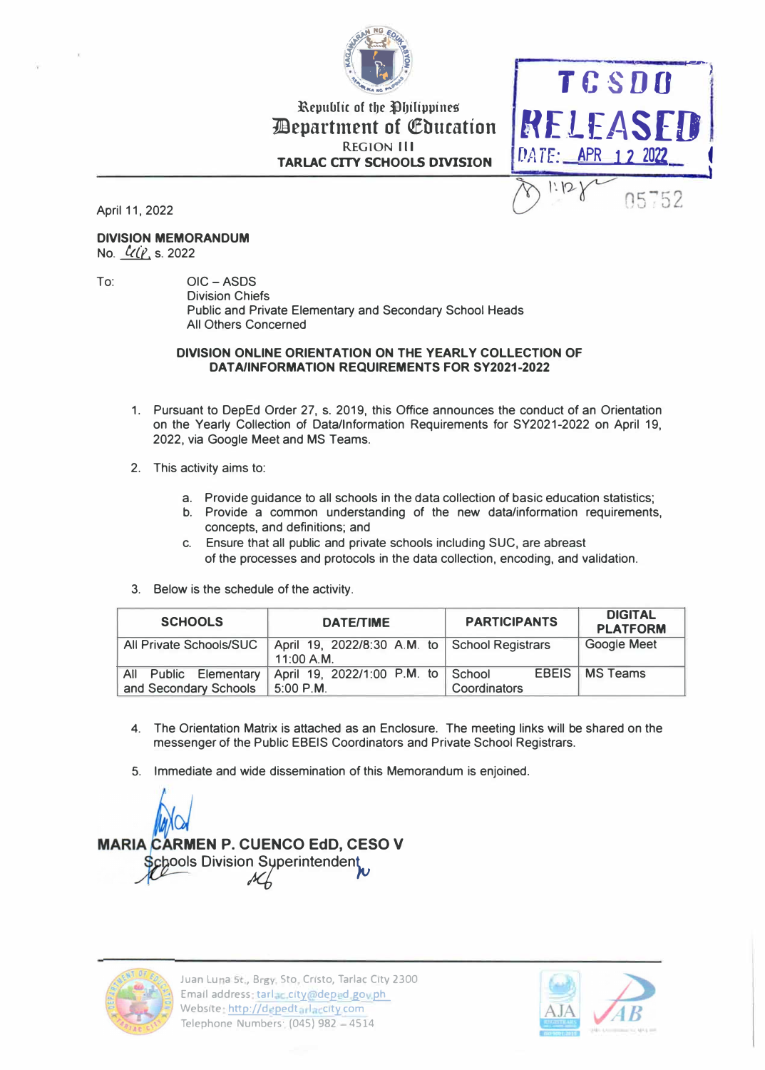Republic of the Philippines
Department of Education
REGION III
TARLAC CITY SCHOOLS DIVISION

TCSDO RELEASED
DATE: APR 12 2022
1:12 05752

April 11, 2022

**DIVISION MEMORANDUM**
No. 66, s. 2022

To: OIC – ASDS
Division Chiefs
Public and Private Elementary and Secondary School Heads
All Others Concerned

**DIVISION ONLINE ORIENTATION ON THE YEARLY COLLECTION OF DATA/INFORMATION REQUIREMENTS FOR SY2021-2022**

1. Pursuant to DepEd Order 27, s. 2019, this Office announces the conduct of an Orientation on the Yearly Collection of Data/Information Requirements for SY2021-2022 on April 19, 2022, via Google Meet and MS Teams.

2. This activity aims to:

   a. Provide guidance to all schools in the data collection of basic education statistics;
   b. Provide a common understanding of the new data/information requirements, concepts, and definitions; and
   c. Ensure that all public and private schools including SUC, are abreast of the processes and protocols in the data collection, encoding, and validation.

3. Below is the schedule of the activity.

| SCHOOLS | DATE/TIME | PARTICIPANTS | DIGITAL PLATFORM |
|---|---|---|---|
| All Private Schools/SUC | April 19, 2022/8:30 A.M. to 11:00 A.M. | School Registrars | Google Meet |
| All Public Elementary and Secondary Schools | April 19, 2022/1:00 P.M. to 5:00 P.M. | School EBEIS Coordinators | MS Teams |

4. The Orientation Matrix is attached as an Enclosure. The meeting links will be shared on the messenger of the Public EBEIS Coordinators and Private School Registrars.

5. Immediate and wide dissemination of this Memorandum is enjoined.

**MARIA CARMEN P. CUENCO EdD, CESO V**
Schools Division Superintendent

Juan Luna St., Brgy. Sto. Cristo, Tarlac City 2300
Email address: tarlac.city@deped.gov.ph
Website: http://depedtarlaccity.com
Telephone Numbers: (045) 982 – 4514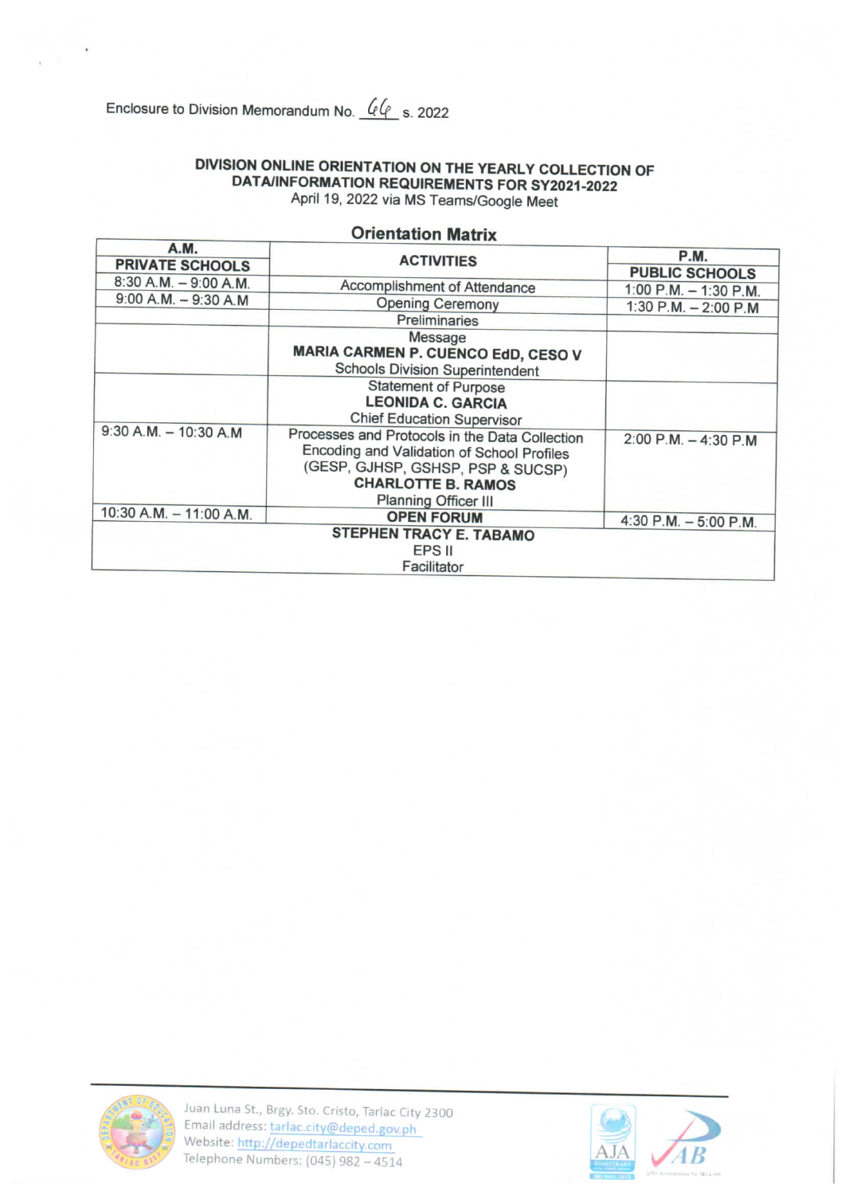Enclosure to Division Memorandum No. 66 s. 2022

## DIVISION ONLINE ORIENTATION ON THE YEARLY COLLECTION OF DATA/INFORMATION REQUIREMENTS FOR SY2021-2022

April 19, 2022 via MS Teams/Google Meet

### Orientation Matrix

| A.M. PRIVATE SCHOOLS | ACTIVITIES | P.M. PUBLIC SCHOOLS |
|---|---|---|
| 8:30 A.M. – 9:00 A.M. | Accomplishment of Attendance | 1:00 P.M. – 1:30 P.M. |
| 9:00 A.M. – 9:30 A.M | Opening Ceremony | 1:30 P.M. – 2:00 P.M |
| | Preliminaries | |
| | Message **MARIA CARMEN P. CUENCO EdD, CESO V** Schools Division Superintendent | |
| | Statement of Purpose **LEONIDA C. GARCIA** Chief Education Supervisor | |
| 9:30 A.M. – 10:30 A.M | Processes and Protocols in the Data Collection Encoding and Validation of School Profiles (GESP, GJHSP, GSHSP, PSP & SUCSP) **CHARLOTTE B. RAMOS** Planning Officer III | 2:00 P.M. – 4:30 P.M |
| 10:30 A.M. – 11:00 A.M. | **OPEN FORUM** | 4:30 P.M. – 5:00 P.M. |
| | **STEPHEN TRACY E. TABAMO** EPS II Facilitator | |

Juan Luna St., Brgy. Sto. Cristo, Tarlac City 2300
Email address: tarlac.city@deped.gov.ph
Website: http://depedtarlaccity.com
Telephone Numbers: (045) 982 – 4514